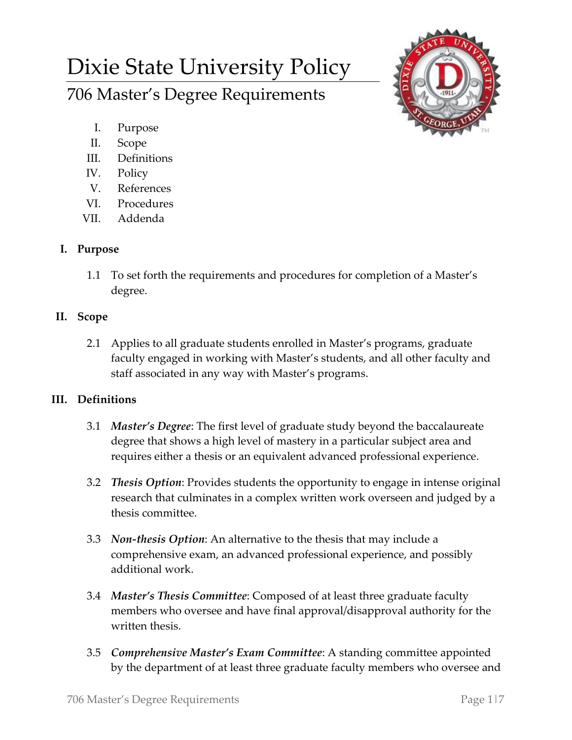# Dixie State University Policy

## 706 Master's Degree Requirements

I. Purpose
II. Scope
III. Definitions
IV. Policy
V. References
VI. Procedures
VII. Addenda

### I. Purpose

1.1 To set forth the requirements and procedures for completion of a Master's degree.

### II. Scope

2.1 Applies to all graduate students enrolled in Master's programs, graduate faculty engaged in working with Master's students, and all other faculty and staff associated in any way with Master's programs.

### III. Definitions

3.1 ***Master's Degree***: The first level of graduate study beyond the baccalaureate degree that shows a high level of mastery in a particular subject area and requires either a thesis or an equivalent advanced professional experience.

3.2 ***Thesis Option***: Provides students the opportunity to engage in intense original research that culminates in a complex written work overseen and judged by a thesis committee.

3.3 ***Non-thesis Option***: An alternative to the thesis that may include a comprehensive exam, an advanced professional experience, and possibly additional work.

3.4 ***Master's Thesis Committee***: Composed of at least three graduate faculty members who oversee and have final approval/disapproval authority for the written thesis.

3.5 ***Comprehensive Master's Exam Committee***: A standing committee appointed by the department of at least three graduate faculty members who oversee and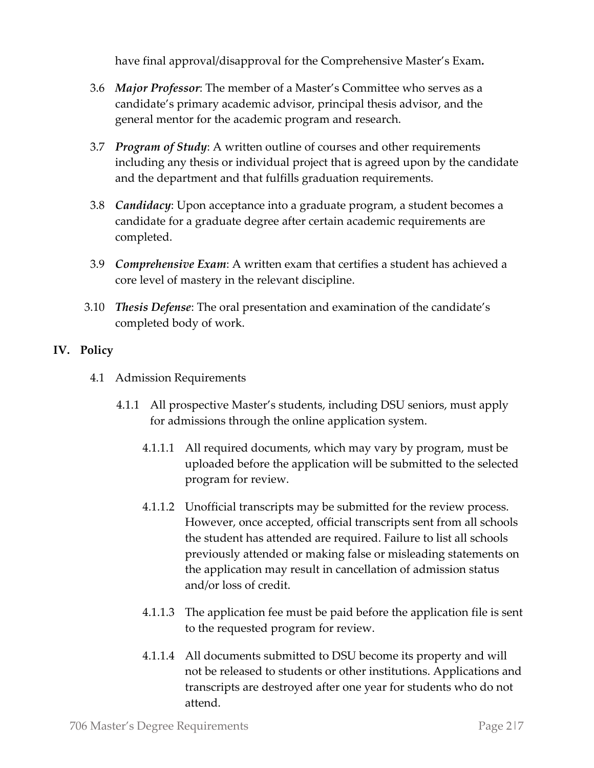have final approval/disapproval for the Comprehensive Master's Exam**.**

3.6 ***Major Professor***: The member of a Master's Committee who serves as a candidate's primary academic advisor, principal thesis advisor, and the general mentor for the academic program and research.

3.7 ***Program of Study***: A written outline of courses and other requirements including any thesis or individual project that is agreed upon by the candidate and the department and that fulfills graduation requirements.

3.8 ***Candidacy***: Upon acceptance into a graduate program, a student becomes a candidate for a graduate degree after certain academic requirements are completed.

3.9 ***Comprehensive Exam***: A written exam that certifies a student has achieved a core level of mastery in the relevant discipline.

3.10 ***Thesis Defense***: The oral presentation and examination of the candidate's completed body of work.

## IV. Policy

4.1 Admission Requirements

4.1.1 All prospective Master's students, including DSU seniors, must apply for admissions through the online application system.

4.1.1.1 All required documents, which may vary by program, must be uploaded before the application will be submitted to the selected program for review.

4.1.1.2 Unofficial transcripts may be submitted for the review process. However, once accepted, official transcripts sent from all schools the student has attended are required. Failure to list all schools previously attended or making false or misleading statements on the application may result in cancellation of admission status and/or loss of credit.

4.1.1.3 The application fee must be paid before the application file is sent to the requested program for review.

4.1.1.4 All documents submitted to DSU become its property and will not be released to students or other institutions. Applications and transcripts are destroyed after one year for students who do not attend.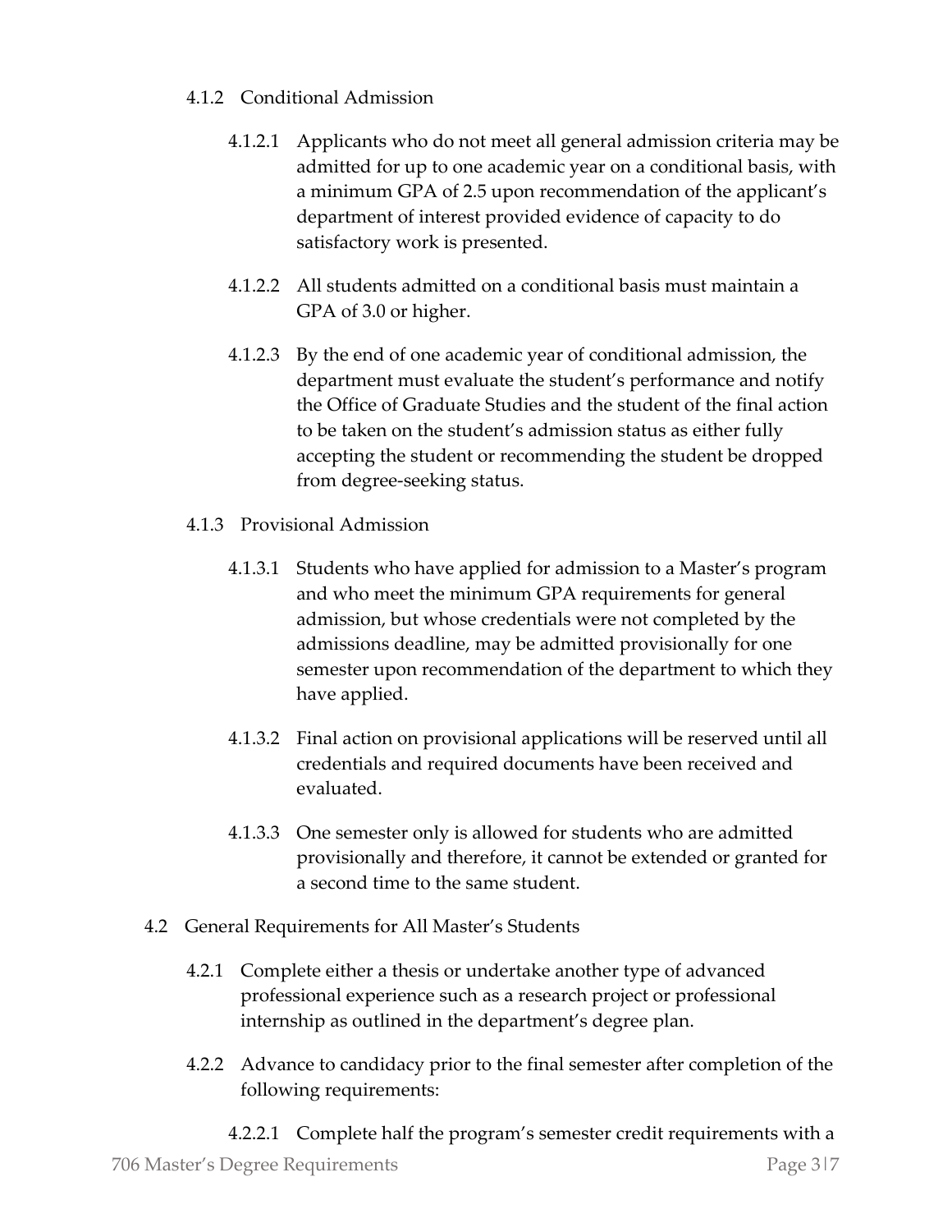4.1.2 Conditional Admission

4.1.2.1 Applicants who do not meet all general admission criteria may be admitted for up to one academic year on a conditional basis, with a minimum GPA of 2.5 upon recommendation of the applicant's department of interest provided evidence of capacity to do satisfactory work is presented.

4.1.2.2 All students admitted on a conditional basis must maintain a GPA of 3.0 or higher.

4.1.2.3 By the end of one academic year of conditional admission, the department must evaluate the student's performance and notify the Office of Graduate Studies and the student of the final action to be taken on the student's admission status as either fully accepting the student or recommending the student be dropped from degree-seeking status.

4.1.3 Provisional Admission

4.1.3.1 Students who have applied for admission to a Master's program and who meet the minimum GPA requirements for general admission, but whose credentials were not completed by the admissions deadline, may be admitted provisionally for one semester upon recommendation of the department to which they have applied.

4.1.3.2 Final action on provisional applications will be reserved until all credentials and required documents have been received and evaluated.

4.1.3.3 One semester only is allowed for students who are admitted provisionally and therefore, it cannot be extended or granted for a second time to the same student.

4.2 General Requirements for All Master's Students

4.2.1 Complete either a thesis or undertake another type of advanced professional experience such as a research project or professional internship as outlined in the department's degree plan.

4.2.2 Advance to candidacy prior to the final semester after completion of the following requirements:

4.2.2.1 Complete half the program's semester credit requirements with a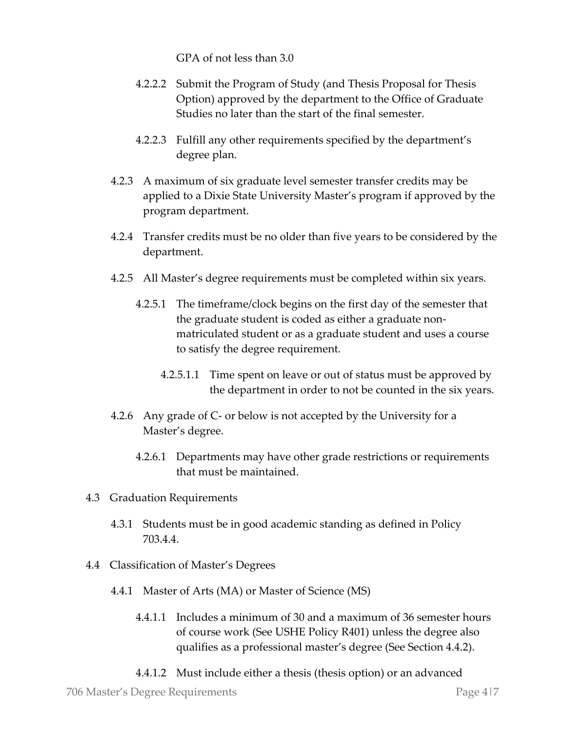GPA of not less than 3.0

4.2.2.2 Submit the Program of Study (and Thesis Proposal for Thesis Option) approved by the department to the Office of Graduate Studies no later than the start of the final semester.

4.2.2.3 Fulfill any other requirements specified by the department's degree plan.

4.2.3 A maximum of six graduate level semester transfer credits may be applied to a Dixie State University Master's program if approved by the program department.

4.2.4 Transfer credits must be no older than five years to be considered by the department.

4.2.5 All Master's degree requirements must be completed within six years.

4.2.5.1 The timeframe/clock begins on the first day of the semester that the graduate student is coded as either a graduate non-matriculated student or as a graduate student and uses a course to satisfy the degree requirement.

4.2.5.1.1 Time spent on leave or out of status must be approved by the department in order to not be counted in the six years.

4.2.6 Any grade of C- or below is not accepted by the University for a Master's degree.

4.2.6.1 Departments may have other grade restrictions or requirements that must be maintained.

4.3 Graduation Requirements

4.3.1 Students must be in good academic standing as defined in Policy 703.4.4.

4.4 Classification of Master's Degrees

4.4.1 Master of Arts (MA) or Master of Science (MS)

4.4.1.1 Includes a minimum of 30 and a maximum of 36 semester hours of course work (See USHE Policy R401) unless the degree also qualifies as a professional master's degree (See Section 4.4.2).

4.4.1.2 Must include either a thesis (thesis option) or an advanced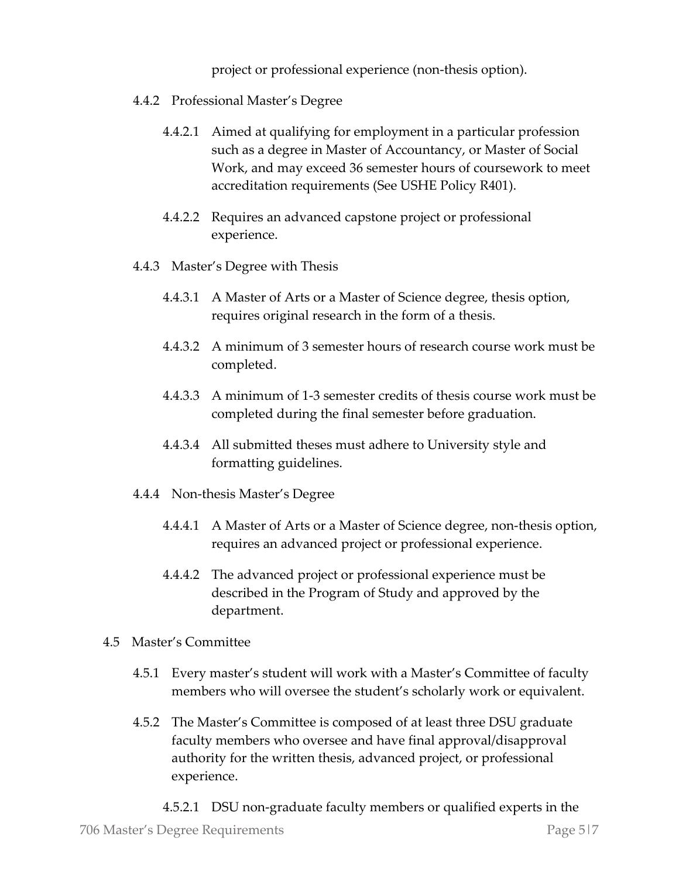project or professional experience (non-thesis option).

- 4.4.2 Professional Master's Degree
  - 4.4.2.1 Aimed at qualifying for employment in a particular profession such as a degree in Master of Accountancy, or Master of Social Work, and may exceed 36 semester hours of coursework to meet accreditation requirements (See USHE Policy R401).
  - 4.4.2.2 Requires an advanced capstone project or professional experience.
- 4.4.3 Master's Degree with Thesis
  - 4.4.3.1 A Master of Arts or a Master of Science degree, thesis option, requires original research in the form of a thesis.
  - 4.4.3.2 A minimum of 3 semester hours of research course work must be completed.
  - 4.4.3.3 A minimum of 1-3 semester credits of thesis course work must be completed during the final semester before graduation.
  - 4.4.3.4 All submitted theses must adhere to University style and formatting guidelines.
- 4.4.4 Non-thesis Master's Degree
  - 4.4.4.1 A Master of Arts or a Master of Science degree, non-thesis option, requires an advanced project or professional experience.
  - 4.4.4.2 The advanced project or professional experience must be described in the Program of Study and approved by the department.

4.5 Master's Committee

- 4.5.1 Every master's student will work with a Master's Committee of faculty members who will oversee the student's scholarly work or equivalent.
- 4.5.2 The Master's Committee is composed of at least three DSU graduate faculty members who oversee and have final approval/disapproval authority for the written thesis, advanced project, or professional experience.
  - 4.5.2.1 DSU non-graduate faculty members or qualified experts in the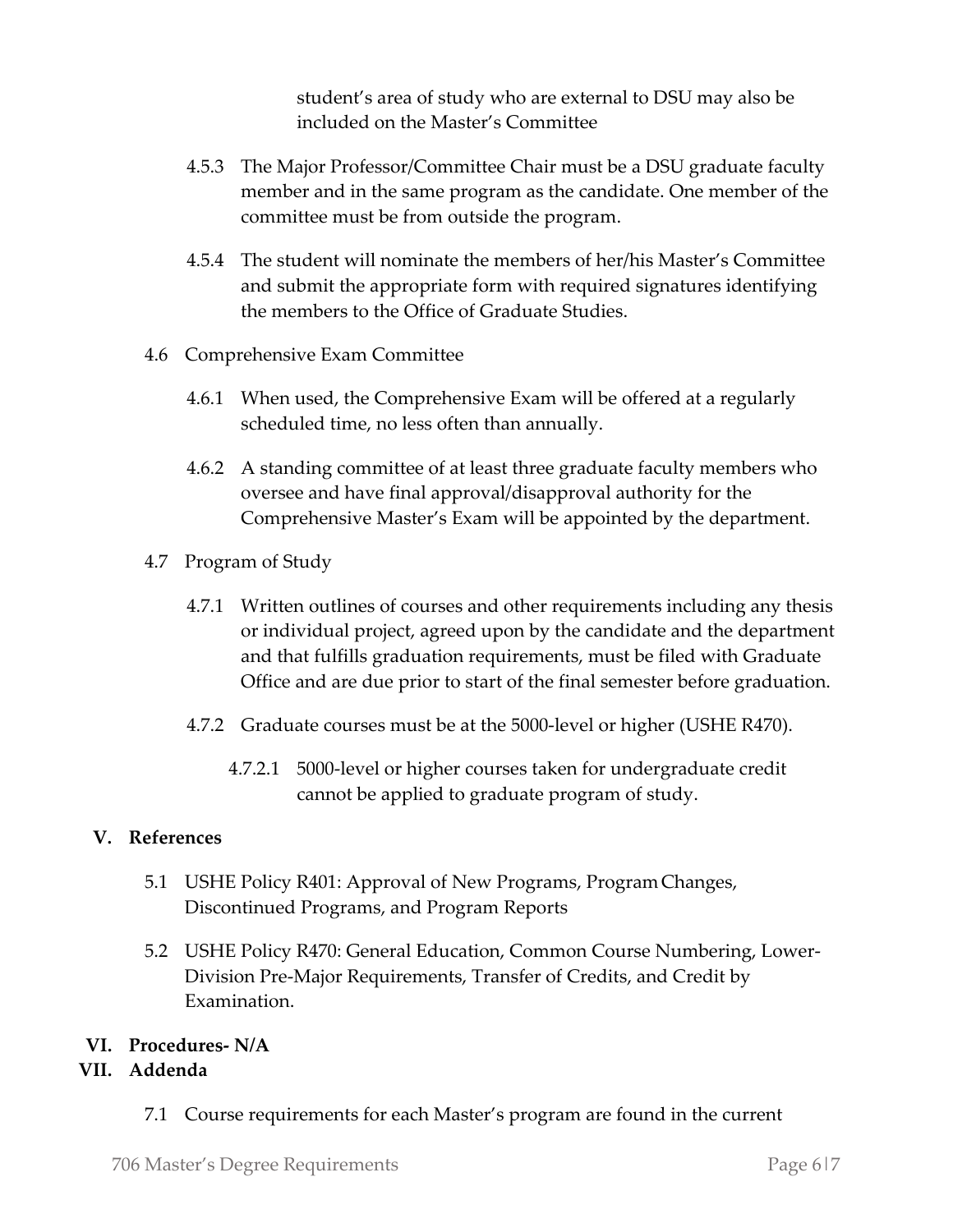student's area of study who are external to DSU may also be included on the Master's Committee

4.5.3 The Major Professor/Committee Chair must be a DSU graduate faculty member and in the same program as the candidate. One member of the committee must be from outside the program.

4.5.4 The student will nominate the members of her/his Master's Committee and submit the appropriate form with required signatures identifying the members to the Office of Graduate Studies.

4.6 Comprehensive Exam Committee

4.6.1 When used, the Comprehensive Exam will be offered at a regularly scheduled time, no less often than annually.

4.6.2 A standing committee of at least three graduate faculty members who oversee and have final approval/disapproval authority for the Comprehensive Master's Exam will be appointed by the department.

4.7 Program of Study

4.7.1 Written outlines of courses and other requirements including any thesis or individual project, agreed upon by the candidate and the department and that fulfills graduation requirements, must be filed with Graduate Office and are due prior to start of the final semester before graduation.

4.7.2 Graduate courses must be at the 5000-level or higher (USHE R470).

4.7.2.1 5000-level or higher courses taken for undergraduate credit cannot be applied to graduate program of study.

## V. References

5.1 USHE Policy R401: Approval of New Programs, Program Changes, Discontinued Programs, and Program Reports

5.2 USHE Policy R470: General Education, Common Course Numbering, Lower-Division Pre-Major Requirements, Transfer of Credits, and Credit by Examination.

## VI. Procedures- N/A

## VII. Addenda

7.1 Course requirements for each Master's program are found in the current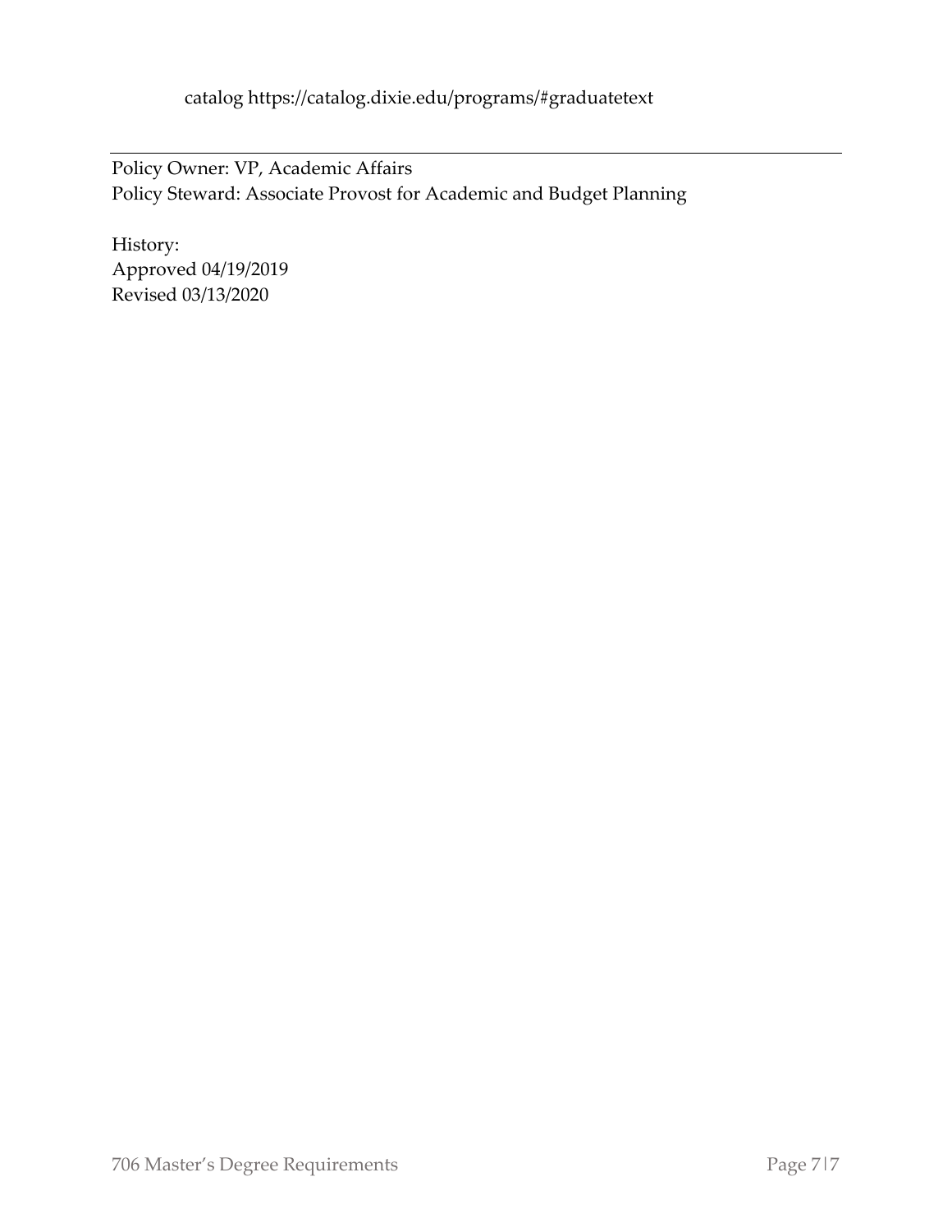catalog https://catalog.dixie.edu/programs/#graduatetext

---

Policy Owner: VP, Academic Affairs
Policy Steward: Associate Provost for Academic and Budget Planning

History:
Approved 04/19/2019
Revised 03/13/2020